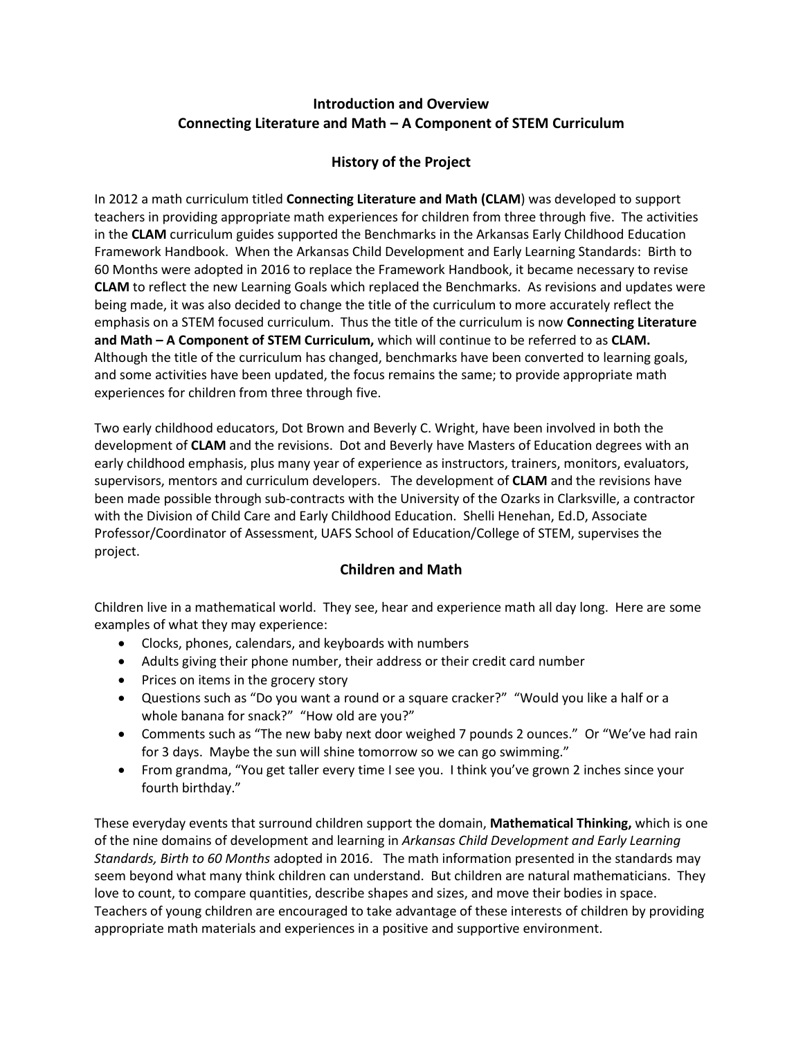# Introduction and Overview
# Connecting Literature and Math – A Component of STEM Curriculum

## History of the Project

In 2012 a math curriculum titled **Connecting Literature and Math (CLAM**) was developed to support teachers in providing appropriate math experiences for children from three through five. The activities in the **CLAM** curriculum guides supported the Benchmarks in the Arkansas Early Childhood Education Framework Handbook. When the Arkansas Child Development and Early Learning Standards: Birth to 60 Months were adopted in 2016 to replace the Framework Handbook, it became necessary to revise **CLAM** to reflect the new Learning Goals which replaced the Benchmarks. As revisions and updates were being made, it was also decided to change the title of the curriculum to more accurately reflect the emphasis on a STEM focused curriculum. Thus the title of the curriculum is now **Connecting Literature and Math – A Component of STEM Curriculum,** which will continue to be referred to as **CLAM.** Although the title of the curriculum has changed, benchmarks have been converted to learning goals, and some activities have been updated, the focus remains the same; to provide appropriate math experiences for children from three through five.

Two early childhood educators, Dot Brown and Beverly C. Wright, have been involved in both the development of **CLAM** and the revisions. Dot and Beverly have Masters of Education degrees with an early childhood emphasis, plus many year of experience as instructors, trainers, monitors, evaluators, supervisors, mentors and curriculum developers. The development of **CLAM** and the revisions have been made possible through sub-contracts with the University of the Ozarks in Clarksville, a contractor with the Division of Child Care and Early Childhood Education. Shelli Henehan, Ed.D, Associate Professor/Coordinator of Assessment, UAFS School of Education/College of STEM, supervises the project.

## Children and Math

Children live in a mathematical world. They see, hear and experience math all day long. Here are some examples of what they may experience:

- Clocks, phones, calendars, and keyboards with numbers
- Adults giving their phone number, their address or their credit card number
- Prices on items in the grocery story
- Questions such as "Do you want a round or a square cracker?" "Would you like a half or a whole banana for snack?" "How old are you?"
- Comments such as "The new baby next door weighed 7 pounds 2 ounces." Or "We've had rain for 3 days. Maybe the sun will shine tomorrow so we can go swimming."
- From grandma, "You get taller every time I see you. I think you've grown 2 inches since your fourth birthday."

These everyday events that surround children support the domain, **Mathematical Thinking,** which is one of the nine domains of development and learning in *Arkansas Child Development and Early Learning Standards, Birth to 60 Months* adopted in 2016. The math information presented in the standards may seem beyond what many think children can understand. But children are natural mathematicians. They love to count, to compare quantities, describe shapes and sizes, and move their bodies in space. Teachers of young children are encouraged to take advantage of these interests of children by providing appropriate math materials and experiences in a positive and supportive environment.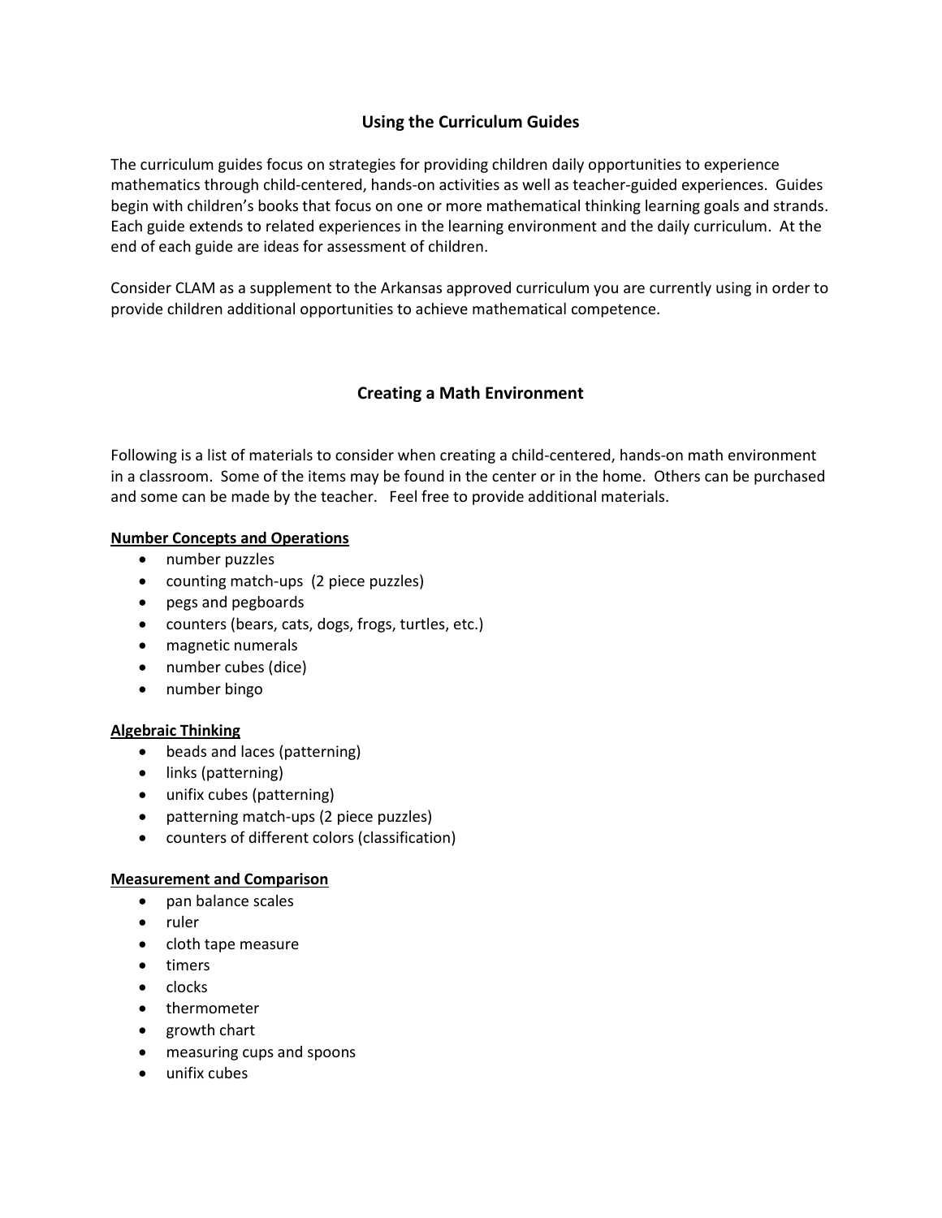## Using the Curriculum Guides

The curriculum guides focus on strategies for providing children daily opportunities to experience mathematics through child-centered, hands-on activities as well as teacher-guided experiences. Guides begin with children's books that focus on one or more mathematical thinking learning goals and strands. Each guide extends to related experiences in the learning environment and the daily curriculum. At the end of each guide are ideas for assessment of children.

Consider CLAM as a supplement to the Arkansas approved curriculum you are currently using in order to provide children additional opportunities to achieve mathematical competence.

## Creating a Math Environment

Following is a list of materials to consider when creating a child-centered, hands-on math environment in a classroom. Some of the items may be found in the center or in the home. Others can be purchased and some can be made by the teacher. Feel free to provide additional materials.

**Number Concepts and Operations**

- number puzzles
- counting match-ups (2 piece puzzles)
- pegs and pegboards
- counters (bears, cats, dogs, frogs, turtles, etc.)
- magnetic numerals
- number cubes (dice)
- number bingo

**Algebraic Thinking**

- beads and laces (patterning)
- links (patterning)
- unifix cubes (patterning)
- patterning match-ups (2 piece puzzles)
- counters of different colors (classification)

**Measurement and Comparison**

- pan balance scales
- ruler
- cloth tape measure
- timers
- clocks
- thermometer
- growth chart
- measuring cups and spoons
- unifix cubes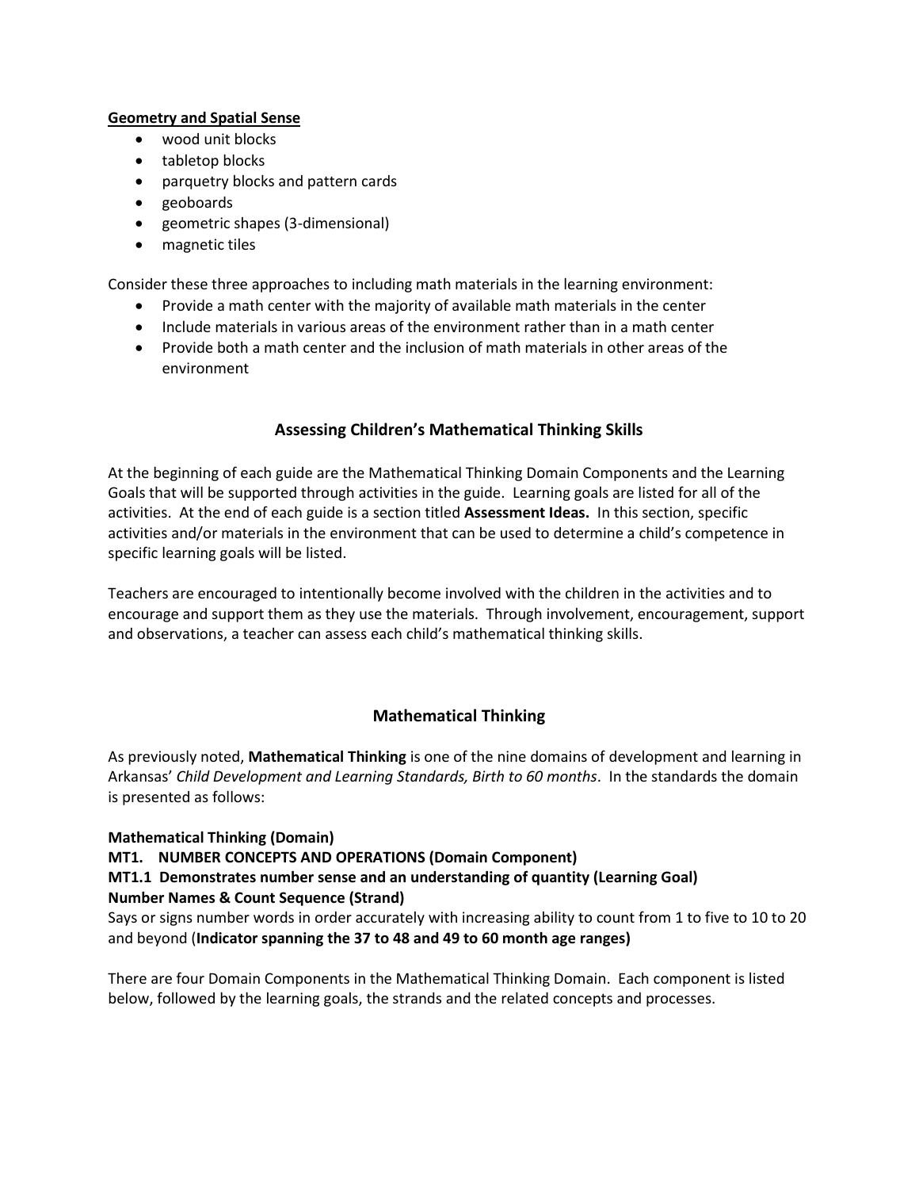**<u>Geometry and Spatial Sense</u>**

- wood unit blocks
- tabletop blocks
- parquetry blocks and pattern cards
- geoboards
- geometric shapes (3-dimensional)
- magnetic tiles

Consider these three approaches to including math materials in the learning environment:

- Provide a math center with the majority of available math materials in the center
- Include materials in various areas of the environment rather than in a math center
- Provide both a math center and the inclusion of math materials in other areas of the environment

## Assessing Children's Mathematical Thinking Skills

At the beginning of each guide are the Mathematical Thinking Domain Components and the Learning Goals that will be supported through activities in the guide. Learning goals are listed for all of the activities. At the end of each guide is a section titled **Assessment Ideas.** In this section, specific activities and/or materials in the environment that can be used to determine a child's competence in specific learning goals will be listed.

Teachers are encouraged to intentionally become involved with the children in the activities and to encourage and support them as they use the materials. Through involvement, encouragement, support and observations, a teacher can assess each child's mathematical thinking skills.

## Mathematical Thinking

As previously noted, **Mathematical Thinking** is one of the nine domains of development and learning in Arkansas' *Child Development and Learning Standards, Birth to 60 months*. In the standards the domain is presented as follows:

**Mathematical Thinking (Domain)**
**MT1. NUMBER CONCEPTS AND OPERATIONS (Domain Component)**
**MT1.1 Demonstrates number sense and an understanding of quantity (Learning Goal)**
**Number Names & Count Sequence (Strand)**
Says or signs number words in order accurately with increasing ability to count from 1 to five to 10 to 20 and beyond (**Indicator spanning the 37 to 48 and 49 to 60 month age ranges)**

There are four Domain Components in the Mathematical Thinking Domain. Each component is listed below, followed by the learning goals, the strands and the related concepts and processes.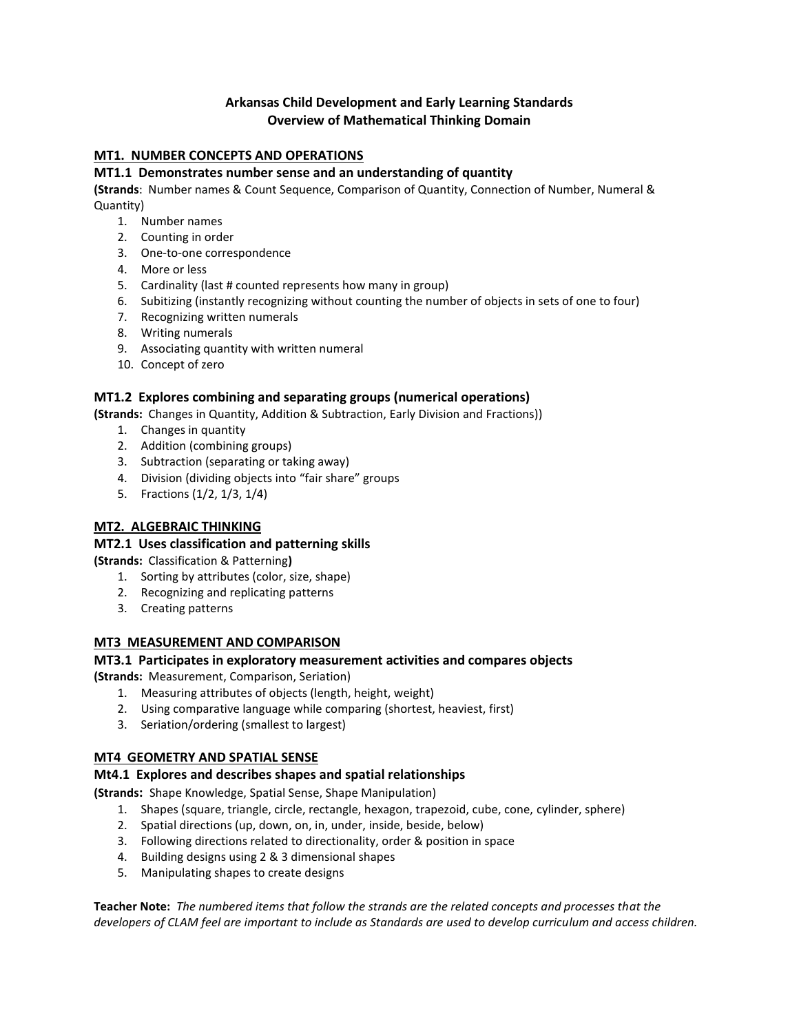# Arkansas Child Development and Early Learning Standards
## Overview of Mathematical Thinking Domain

### MT1. NUMBER CONCEPTS AND OPERATIONS

#### MT1.1 Demonstrates number sense and an understanding of quantity

**(Strands**: Number names & Count Sequence, Comparison of Quantity, Connection of Number, Numeral & Quantity)

1. Number names
2. Counting in order
3. One-to-one correspondence
4. More or less
5. Cardinality (last # counted represents how many in group)
6. Subitizing (instantly recognizing without counting the number of objects in sets of one to four)
7. Recognizing written numerals
8. Writing numerals
9. Associating quantity with written numeral
10. Concept of zero

#### MT1.2 Explores combining and separating groups (numerical operations)

**(Strands:** Changes in Quantity, Addition & Subtraction, Early Division and Fractions))

1. Changes in quantity
2. Addition (combining groups)
3. Subtraction (separating or taking away)
4. Division (dividing objects into "fair share" groups
5. Fractions (1/2, 1/3, 1/4)

### MT2. ALGEBRAIC THINKING

#### MT2.1 Uses classification and patterning skills

**(Strands:** Classification & Patterning**)**

1. Sorting by attributes (color, size, shape)
2. Recognizing and replicating patterns
3. Creating patterns

### MT3 MEASUREMENT AND COMPARISON

#### MT3.1 Participates in exploratory measurement activities and compares objects

**(Strands:** Measurement, Comparison, Seriation)

1. Measuring attributes of objects (length, height, weight)
2. Using comparative language while comparing (shortest, heaviest, first)
3. Seriation/ordering (smallest to largest)

### MT4 GEOMETRY AND SPATIAL SENSE

#### Mt4.1 Explores and describes shapes and spatial relationships

**(Strands:** Shape Knowledge, Spatial Sense, Shape Manipulation)

1. Shapes (square, triangle, circle, rectangle, hexagon, trapezoid, cube, cone, cylinder, sphere)
2. Spatial directions (up, down, on, in, under, inside, beside, below)
3. Following directions related to directionality, order & position in space
4. Building designs using 2 & 3 dimensional shapes
5. Manipulating shapes to create designs

**Teacher Note:** *The numbered items that follow the strands are the related concepts and processes that the developers of CLAM feel are important to include as Standards are used to develop curriculum and access children.*